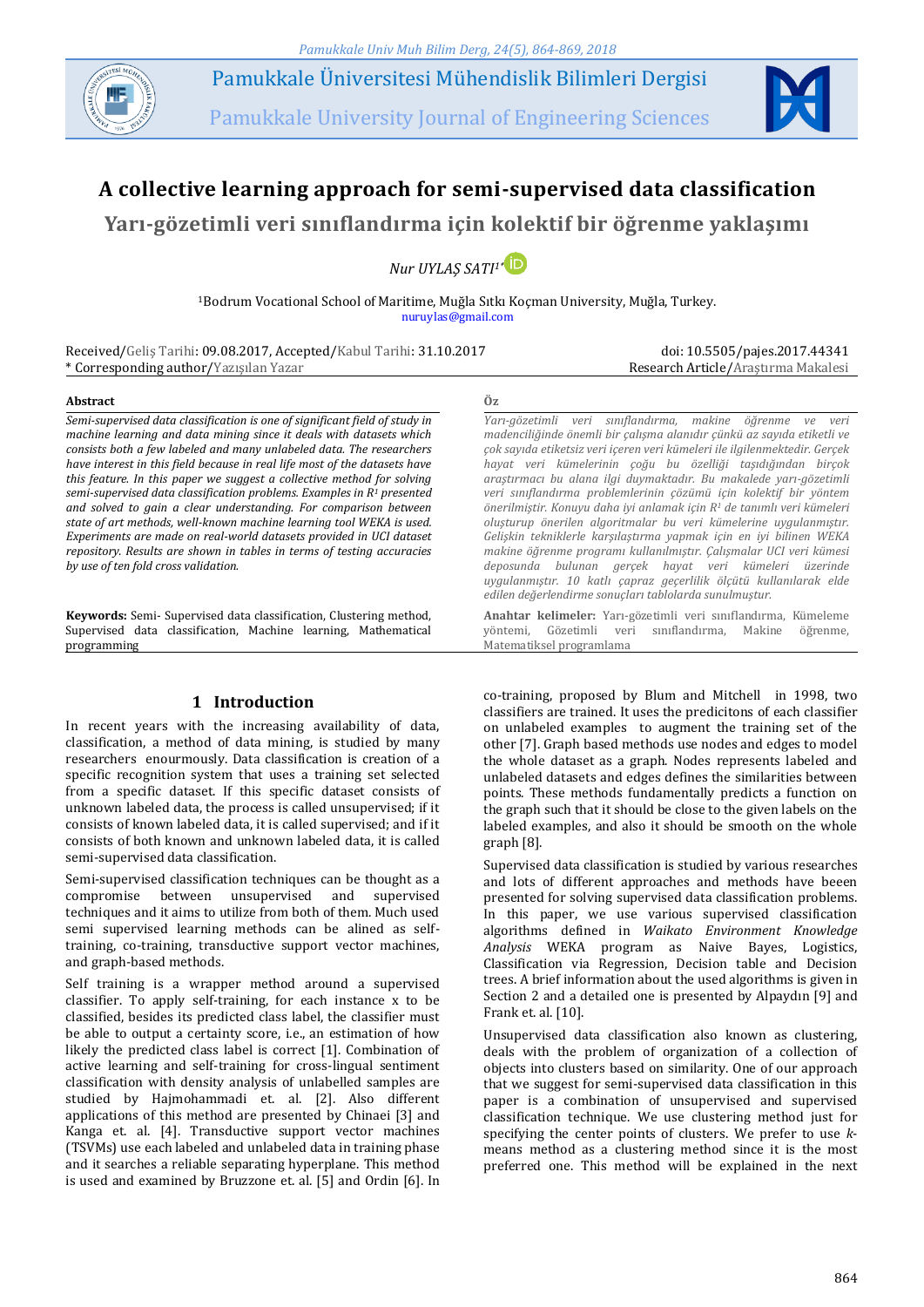# A collective learning approach for semi-supervised data classification

## Yarı-gözetimli veri sınıflandırma için kolektif bir öğrenme yaklaşımı

Nur UYLAŞ SATI[1*]

[1]Bodrum Vocational School of Maritime, Muğla Sıtkı Koçman University, Muğla, Turkey.
nuruylas@gmail.com

Received/Geliş Tarihi: 09.08.2017, Accepted/Kabul Tarihi: 31.10.2017
\* Corresponding author/Yazışılan Yazar

doi: 10.5505/pajes.2017.44341
Research Article/Araştırma Makalesi

**Abstract**

*Semi-supervised data classification is one of significant field of study in machine learning and data mining since it deals with datasets which consists both a few labeled and many unlabeled data. The researchers have interest in this field because in real life most of the datasets have this feature. In this paper we suggest a collective method for solving semi-supervised data classification problems. Examples in $R^1$ presented and solved to gain a clear understanding. For comparison between state of art methods, well-known machine learning tool WEKA is used. Experiments are made on real-world datasets provided in UCI dataset repository. Results are shown in tables in terms of testing accuracies by use of ten fold cross validation.*

**Keywords:** Semi- Supervised data classification, Clustering method, Supervised data classification, Machine learning, Mathematical programming

**Öz**

*Yarı-gözetimli veri sınıflandırma, makine öğrenme ve veri madenciliğinde önemli bir çalışma alanıdır çünkü az sayıda etiketli ve çok sayıda etiketsiz veri içeren veri kümeleri ile ilgilenmektedir. Gerçek hayat veri kümelerinin çoğu bu özelliği taşıdığından birçok araştırmacı bu alana ilgi duymaktadır. Bu makalede yarı-gözetimli veri sınıflandırma problemlerinin çözümü için kolektif bir yöntem önerilmiştir. Konuyu daha iyi anlamak için $R^1$ de tanımlı veri kümeleri oluşturup önerilen algoritmalar bu veri kümelerine uygulanmıştır. Gelişkin tekniklerle karşılaştırma yapmak için en iyi bilinen WEKA makine öğrenme programı kullanılmıştır. Çalışmalar UCI veri kümesi deposunda bulunan gerçek hayat veri kümeleri üzerinde uygulanmıştır. 10 katlı çapraz geçerlilik ölçütü kullanılarak elde edilen değerlendirme sonuçları tablolarda sunulmuştur.*

**Anahtar kelimeler:** Yarı-gözetimli veri sınıflandırma, Kümeleme yöntemi, Gözetimli veri sınıflandırma, Makine öğrenme, Matematiksel programlama

## 1 Introduction

In recent years with the increasing availability of data, classification, a method of data mining, is studied by many researchers enourmously. Data classification is creation of a specific recognition system that uses a training set selected from a specific dataset. If this specific dataset consists of unknown labeled data, the process is called unsupervised; if it consists of known labeled data, it is called supervised; and if it consists of both known and unknown labeled data, it is called semi-supervised data classification.

Semi-supervised classification techniques can be thought as a compromise between unsupervised and supervised techniques and it aims to utilize from both of them. Much used semi supervised learning methods can be alined as self-training, co-training, transductive support vector machines, and graph-based methods.

Self training is a wrapper method around a supervised classifier. To apply self-training, for each instance x to be classified, besides its predicted class label, the classifier must be able to output a certainty score, i.e., an estimation of how likely the predicted class label is correct [1]. Combination of active learning and self-training for cross-lingual sentiment classification with density analysis of unlabelled samples are studied by Hajmohammadi et. al. [2]. Also different applications of this method are presented by Chinaei [3] and Kanga et. al. [4]. Transductive support vector machines (TSVMs) use each labeled and unlabeled data in training phase and it searches a reliable separating hyperplane. This method is used and examined by Bruzzone et. al. [5] and Ordin [6]. In co-training, proposed by Blum and Mitchell in 1998, two classifiers are trained. It uses the predicitons of each classifier on unlabeled examples to augment the training set of the other [7]. Graph based methods use nodes and edges to model the whole dataset as a graph. Nodes represents labeled and unlabeled datasets and edges defines the similarities between points. These methods fundamentally predicts a function on the graph such that it should be close to the given labels on the labeled examples, and also it should be smooth on the whole graph [8].

Supervised data classification is studied by various researches and lots of different approaches and methods have beeen presented for solving supervised data classification problems. In this paper, we use various supervised classification algorithms defined in *Waikato Environment Knowledge Analysis* WEKA program as Naive Bayes, Logistics, Classification via Regression, Decision table and Decision trees. A brief information about the used algorithms is given in Section 2 and a detailed one is presented by Alpaydın [9] and Frank et. al. [10].

Unsupervised data classification also known as clustering, deals with the problem of organization of a collection of objects into clusters based on similarity. One of our approach that we suggest for semi-supervised data classification in this paper is a combination of unsupervised and supervised classification technique. We use clustering method just for specifying the center points of clusters. We prefer to use *k*-means method as a clustering method since it is the most preferred one. This method will be explained in the next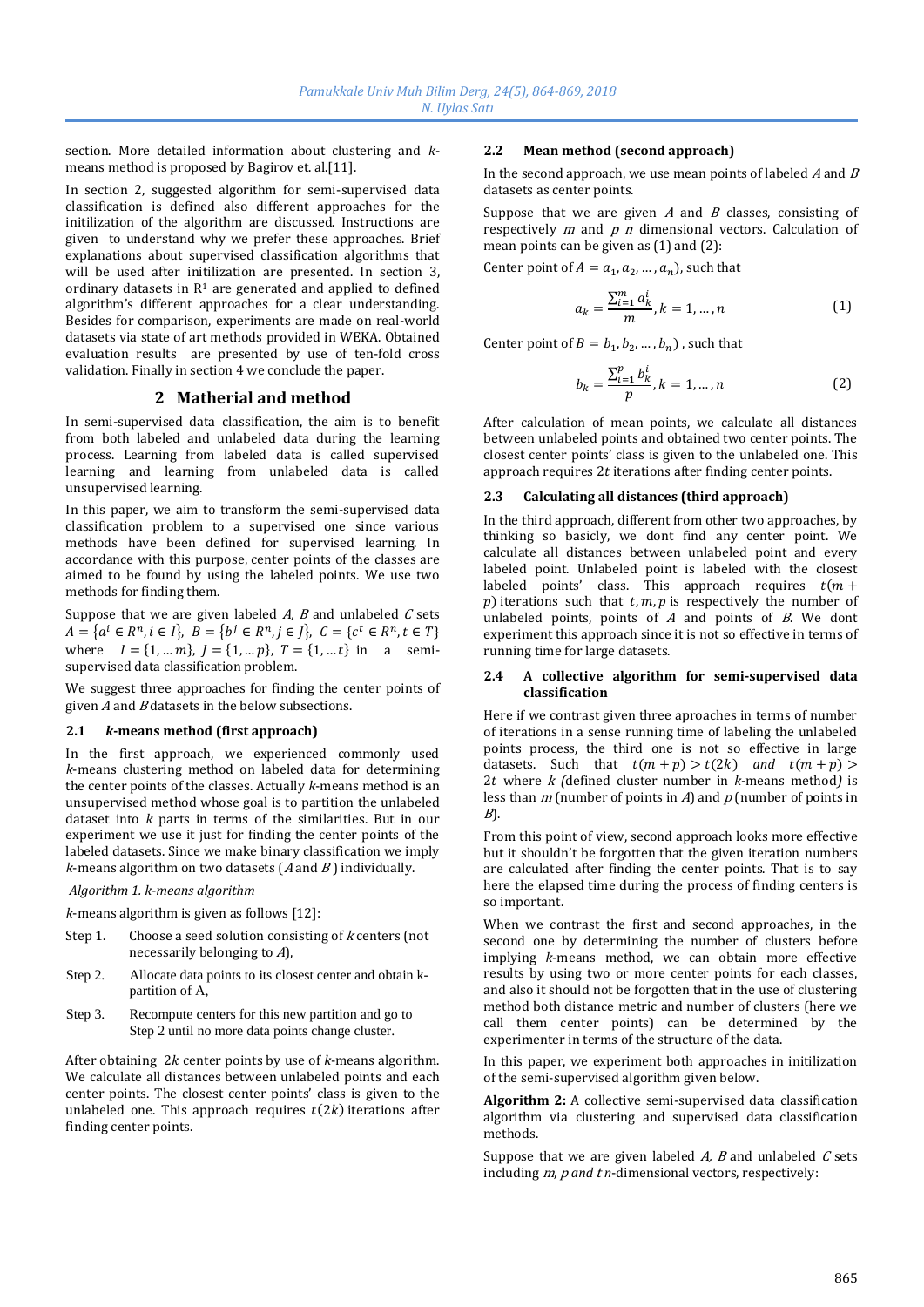section. More detailed information about clustering and $k$-means method is proposed by Bagirov et. al.[11].

In section 2, suggested algorithm for semi-supervised data classification is defined also different approaches for the initilization of the algorithm are discussed. Instructions are given to understand why we prefer these approaches. Brief explanations about supervised classification algorithms that will be used after initilization are presented. In section 3, ordinary datasets in $R^1$ are generated and applied to defined algorithm's different approaches for a clear understanding. Besides for comparison, experiments are made on real-world datasets via state of art methods provided in WEKA. Obtained evaluation results are presented by use of ten-fold cross validation. Finally in section 4 we conclude the paper.

## 2 Matherial and method

In semi-supervised data classification, the aim is to benefit from both labeled and unlabeled data during the learning process. Learning from labeled data is called supervised learning and learning from unlabeled data is called unsupervised learning.

In this paper, we aim to transform the semi-supervised data classification problem to a supervised one since various methods have been defined for supervised learning. In accordance with this purpose, center points of the classes are aimed to be found by using the labeled points. We use two methods for finding them.

Suppose that we are given labeled $A$, $B$ and unlabeled $C$ sets $A = \{a^i \in R^n, i \in I\}$, $B = \{b^j \in R^n, j \in J\}$, $C = \{c^t \in R^n, t \in T\}$ where $I = \{1, \dots m\}$, $J = \{1, \dots p\}$, $T = \{1, \dots t\}$ in a semi-supervised data classification problem.

We suggest three approaches for finding the center points of given $A$ and $B$ datasets in the below subsections.

### 2.1 *k*-means method (first approach)

In the first approach, we experienced commonly used $k$-means clustering method on labeled data for determining the center points of the classes. Actually $k$-means method is an unsupervised method whose goal is to partition the unlabeled dataset into $k$ parts in terms of the similarities. But in our experiment we use it just for finding the center points of the labeled datasets. Since we make binary classification we imply $k$-means algorithm on two datasets ($A$ and $B$) individually.

*Algorithm 1. k-means algorithm*

$k$-means algorithm is given as follows [12]:

Step 1. Choose a seed solution consisting of $k$ centers (not necessarily belonging to $A$),

Step 2. Allocate data points to its closest center and obtain k-partition of A,

Step 3. Recompute centers for this new partition and go to Step 2 until no more data points change cluster.

After obtaining $2k$ center points by use of $k$-means algorithm. We calculate all distances between unlabeled points and each center points. The closest center points' class is given to the unlabeled one. This approach requires $t(2k)$ iterations after finding center points.

### 2.2 Mean method (second approach)

In the second approach, we use mean points of labeled $A$ and $B$ datasets as center points.

Suppose that we are given $A$ and $B$ classes, consisting of respectively $m$ and $p$ $n$ dimensional vectors. Calculation of mean points can be given as (1) and (2):

Center point of $A = a_1, a_2, \dots, a_n$), such that

$$a_k = \frac{\sum_{i=1}^{m} a_k^i}{m}, k = 1, \dots, n \tag{1}$$

Center point of $B = b_1, b_2, \dots, b_n$) , such that

$$b_k = \frac{\sum_{i=1}^{p} b_k^i}{p}, k = 1, \dots, n \tag{2}$$

After calculation of mean points, we calculate all distances between unlabeled points and obtained two center points. The closest center points' class is given to the unlabeled one. This approach requires $2t$ iterations after finding center points.

### 2.3 Calculating all distances (third approach)

In the third approach, different from other two approaches, by thinking so basicly, we dont find any center point. We calculate all distances between unlabeled point and every labeled point. Unlabeled point is labeled with the closest labeled points' class. This approach requires $t(m + p)$ iterations such that $t, m, p$ is respectively the number of unlabeled points, points of $A$ and points of $B$. We dont experiment this approach since it is not so effective in terms of running time for large datasets.

### 2.4 A collective algorithm for semi-supervised data classification

Here if we contrast given three aproaches in terms of number of iterations in a sense running time of labeling the unlabeled points process, the third one is not so effective in large datasets. Such that $t(m + p) > t(2k)$ *and* $t(m + p) > 2t$ where $k$ (defined cluster number in $k$-means method) is less than $m$ (number of points in $A$) and $p$ (number of points in $B$).

From this point of view, second approach looks more effective but it shouldn't be forgotten that the given iteration numbers are calculated after finding the center points. That is to say here the elapsed time during the process of finding centers is so important.

When we contrast the first and second approaches, in the second one by determining the number of clusters before implying $k$-means method, we can obtain more effective results by using two or more center points for each classes, and also it should not be forgotten that in the use of clustering method both distance metric and number of clusters (here we call them center points) can be determined by the experimenter in terms of the structure of the data.

In this paper, we experiment both approaches in initilization of the semi-supervised algorithm given below.

**Algorithm 2:** A collective semi-supervised data classification algorithm via clustering and supervised data classification methods.

Suppose that we are given labeled $A$, $B$ and unlabeled $C$ sets including $m$, $p$ *and* $t$ $n$-dimensional vectors, respectively: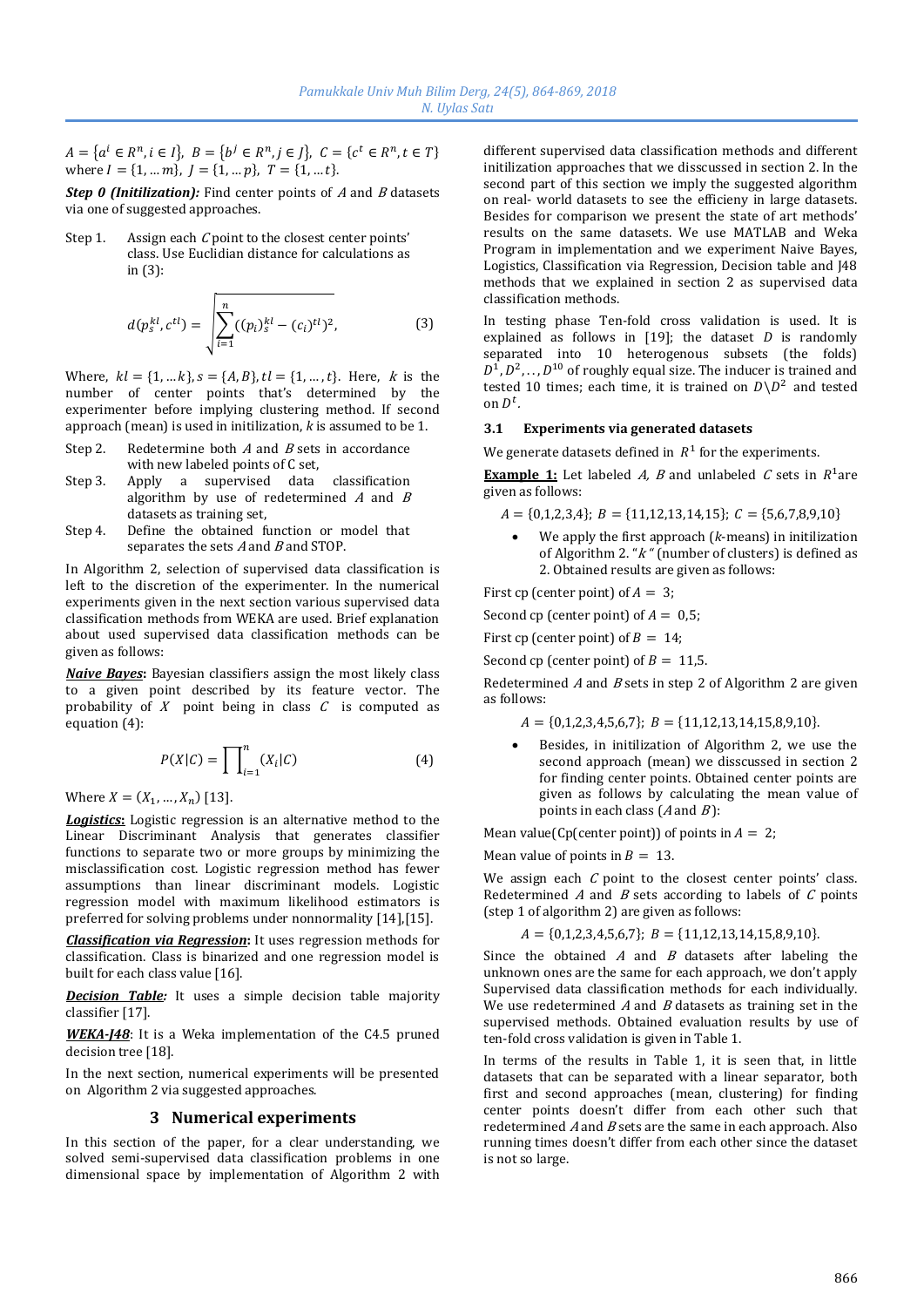$A = \{a^i \in R^n, i \in I\}$, $B = \{b^j \in R^n, j \in J\}$, $C = \{c^t \in R^n, t \in T\}$ where $I = \{1, \dots m\}$, $J = \{1, \dots p\}$, $T = \{1, \dots t\}$.

***Step 0 (Initilization):*** Find center points of $A$ and $B$ datasets via one of suggested approaches.

Step 1. Assign each $C$ point to the closest center points' class. Use Euclidian distance for calculations as in (3):

$$d(p_s^{kl}, c^{tl}) = \sqrt{\sum_{i=1}^{n} ((p_i)_s^{kl} - (c_i)^{tl})^2}, \tag{3}$$

Where, $kl = \{1, \dots k\}, s = \{A, B\}, tl = \{1, \dots, t\}$. Here, $k$ is the number of center points that's determined by the experimenter before implying clustering method. If second approach (mean) is used in initilization, $k$ is assumed to be 1.

Step 2. Redetermine both $A$ and $B$ sets in accordance with new labeled points of C set,

Step 3. Apply a supervised data classification algorithm by use of redetermined $A$ and $B$ datasets as training set,

Step 4. Define the obtained function or model that separates the sets $A$ and $B$ and STOP.

In Algorithm 2, selection of supervised data classification is left to the discretion of the experimenter. In the numerical experiments given in the next section various supervised data classification methods from WEKA are used. Brief explanation about used supervised data classification methods can be given as follows:

***Naive Bayes*****:** Bayesian classifiers assign the most likely class to a given point described by its feature vector. The probability of $X$ point being in class $C$ is computed as equation (4):

$$P(X|C) = \prod_{i=1}^{n} (X_i|C) \tag{4}$$

Where $X = (X_1, \dots, X_n)$ [13].

***Logistics*****:** Logistic regression is an alternative method to the Linear Discriminant Analysis that generates classifier functions to separate two or more groups by minimizing the misclassification cost. Logistic regression method has fewer assumptions than linear discriminant models. Logistic regression model with maximum likelihood estimators is preferred for solving problems under nonnormality [14],[15].

***Classification via Regression*****:** It uses regression methods for classification. Class is binarized and one regression model is built for each class value [16].

***Decision Table:*** It uses a simple decision table majority classifier [17].

***WEKA-J48***: It is a Weka implementation of the C4.5 pruned decision tree [18].

In the next section, numerical experiments will be presented on Algorithm 2 via suggested approaches.

## 3 Numerical experiments

In this section of the paper, for a clear understanding, we solved semi-supervised data classification problems in one dimensional space by implementation of Algorithm 2 with different supervised data classification methods and different initilization approaches that we disscussed in section 2. In the second part of this section we imply the suggested algorithm on real- world datasets to see the efficieny in large datasets. Besides for comparison we present the state of art methods' results on the same datasets. We use MATLAB and Weka Program in implementation and we experiment Naive Bayes, Logistics, Classification via Regression, Decision table and J48 methods that we explained in section 2 as supervised data classification methods.

In testing phase Ten-fold cross validation is used. It is explained as follows in [19]; the dataset $D$ is randomly separated into 10 heterogenous subsets (the folds) $D^1, D^2, \dots, D^{10}$ of roughly equal size. The inducer is trained and tested 10 times; each time, it is trained on $D \backslash D^2$ and tested on $D^t$.

### 3.1 Experiments via generated datasets

We generate datasets defined in $R^1$ for the experiments.

**Example 1:** Let labeled $A$, $B$ and unlabeled $C$ sets in $R^1$are given as follows:

$$A = \{0,1,2,3,4\};\ B = \{11,12,13,14,15\};\ C = \{5,6,7,8,9,10\}$$

- We apply the first approach ($k$-means) in initilization of Algorithm 2. "$k$" (number of clusters) is defined as 2. Obtained results are given as follows:

First cp (center point) of $A = 3$;

Second cp (center point) of $A = 0{,}5$;

First cp (center point) of $B = 14$;

Second cp (center point) of $B = 11{,}5$.

Redetermined $A$ and $B$ sets in step 2 of Algorithm 2 are given as follows:

$$A = \{0,1,2,3,4,5,6,7\};\ B = \{11,12,13,14,15,8,9,10\}.$$

- Besides, in initilization of Algorithm 2, we use the second approach (mean) we disscussed in section 2 for finding center points. Obtained center points are given as follows by calculating the mean value of points in each class ($A$ and $B$):

Mean value(Cp(center point)) of points in $A = 2$;

Mean value of points in $B = 13$.

We assign each $C$ point to the closest center points' class. Redetermined $A$ and $B$ sets according to labels of $C$ points (step 1 of algorithm 2) are given as follows:

$$A = \{0,1,2,3,4,5,6,7\};\ B = \{11,12,13,14,15,8,9,10\}.$$

Since the obtained $A$ and $B$ datasets after labeling the unknown ones are the same for each approach, we don't apply Supervised data classification methods for each individually. We use redetermined $A$ and $B$ datasets as training set in the supervised methods. Obtained evaluation results by use of ten-fold cross validation is given in Table 1.

In terms of the results in Table 1, it is seen that, in little datasets that can be separated with a linear separator, both first and second approaches (mean, clustering) for finding center points doesn't differ from each other such that redetermined $A$ and $B$ sets are the same in each approach. Also running times doesn't differ from each other since the dataset is not so large.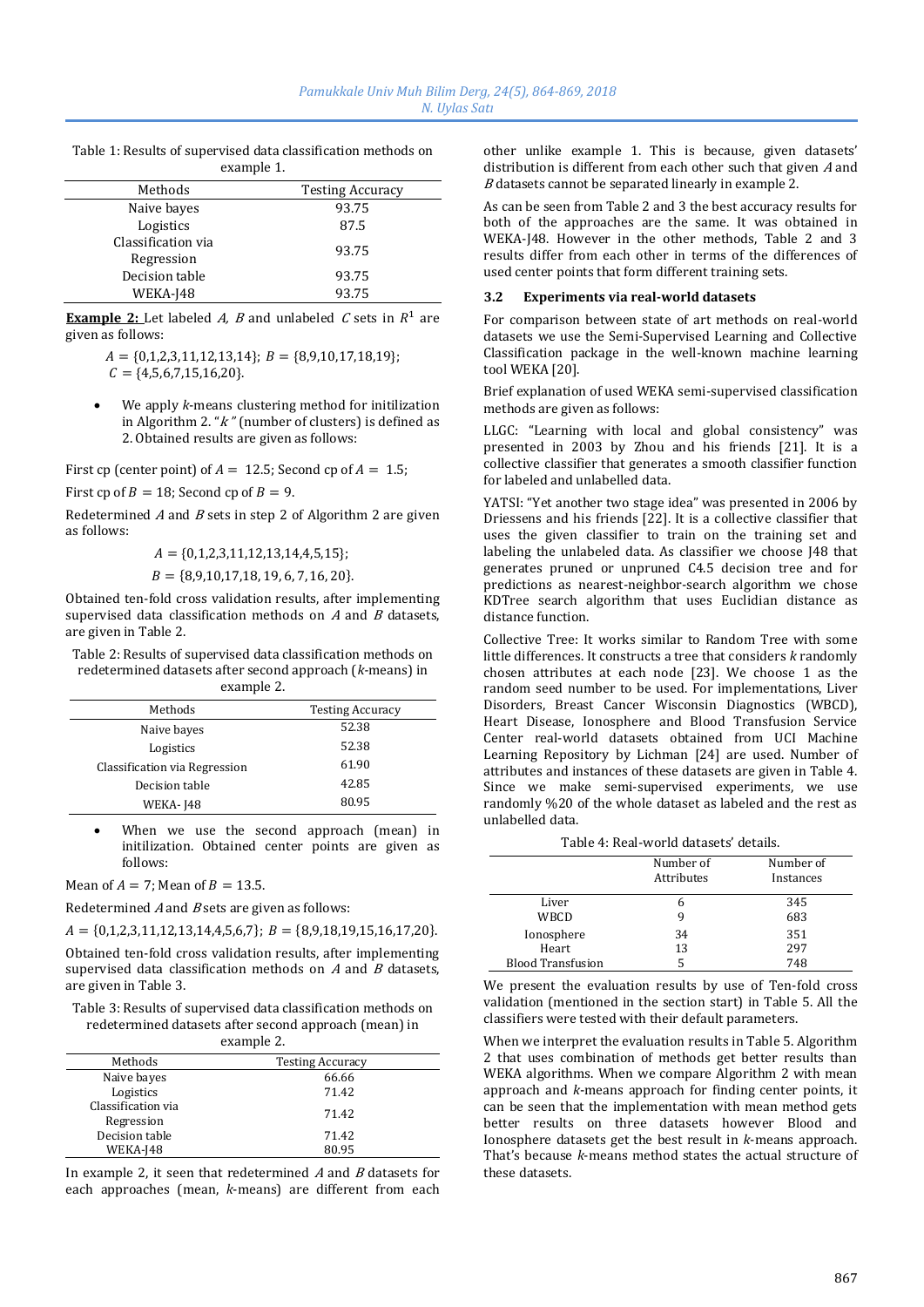Table 1: Results of supervised data classification methods on example 1.

| Methods | Testing Accuracy |
|---|---|
| Naive bayes | 93.75 |
| Logistics | 87.5 |
| Classification via Regression | 93.75 |
| Decision table | 93.75 |
| WEKA-J48 | 93.75 |

**Example 2:** Let labeled $A$, $B$ and unlabeled $C$ sets in $R^1$ are given as follows:

$A = \{0,1,2,3,11,12,13,14\}$; $B = \{8,9,10,17,18,19\}$;
$C = \{4,5,6,7,15,16,20\}$.

- We apply $k$-means clustering method for initilization in Algorithm 2. "$k$" (number of clusters) is defined as 2. Obtained results are given as follows:

First cp (center point) of $A = 12.5$; Second cp of $A = 1.5$;

First cp of $B = 18$; Second cp of $B = 9$.

Redetermined $A$ and $B$ sets in step 2 of Algorithm 2 are given as follows:

$$A = \{0,1,2,3,11,12,13,14,4,5,15\};$$

$$B = \{8,9,10,17,18,19,6,7,16,20\}.$$

Obtained ten-fold cross validation results, after implementing supervised data classification methods on $A$ and $B$ datasets, are given in Table 2.

Table 2: Results of supervised data classification methods on redetermined datasets after second approach ($k$-means) in example 2.

| Methods | Testing Accuracy |
|---|---|
| Naive bayes | 52.38 |
| Logistics | 52.38 |
| Classification via Regression | 61.90 |
| Decision table | 42.85 |
| WEKA- J48 | 80.95 |

- When we use the second approach (mean) in initilization. Obtained center points are given as follows:

Mean of $A = 7$; Mean of $B = 13.5$.

Redetermined $A$ and $B$ sets are given as follows:

$A = \{0,1,2,3,11,12,13,14,4,5,6,7\}$; $B = \{8,9,18,19,15,16,17,20\}$.

Obtained ten-fold cross validation results, after implementing supervised data classification methods on $A$ and $B$ datasets, are given in Table 3.

Table 3: Results of supervised data classification methods on redetermined datasets after second approach (mean) in example 2.

| Methods | Testing Accuracy |
|---|---|
| Naive bayes | 66.66 |
| Logistics | 71.42 |
| Classification via Regression | 71.42 |
| Decision table | 71.42 |
| WEKA-J48 | 80.95 |

In example 2, it seen that redetermined $A$ and $B$ datasets for each approaches (mean, $k$-means) are different from each other unlike example 1. This is because, given datasets' distribution is different from each other such that given $A$ and $B$ datasets cannot be separated linearly in example 2.

As can be seen from Table 2 and 3 the best accuracy results for both of the approaches are the same. It was obtained in WEKA-J48. However in the other methods, Table 2 and 3 results differ from each other in terms of the differences of used center points that form different training sets.

### 3.2 Experiments via real-world datasets

For comparison between state of art methods on real-world datasets we use the Semi-Supervised Learning and Collective Classification package in the well-known machine learning tool WEKA [20].

Brief explanation of used WEKA semi-supervised classification methods are given as follows:

LLGC: "Learning with local and global consistency" was presented in 2003 by Zhou and his friends [21]. It is a collective classifier that generates a smooth classifier function for labeled and unlabelled data.

YATSI: "Yet another two stage idea" was presented in 2006 by Driessens and his friends [22]. It is a collective classifier that uses the given classifier to train on the training set and labeling the unlabeled data. As classifier we choose J48 that generates pruned or unpruned C4.5 decision tree and for predictions as nearest-neighbor-search algorithm we chose KDTree search algorithm that uses Euclidian distance as distance function.

Collective Tree: It works similar to Random Tree with some little differences. It constructs a tree that considers $k$ randomly chosen attributes at each node [23]. We choose 1 as the random seed number to be used. For implementations, Liver Disorders, Breast Cancer Wisconsin Diagnostics (WBCD), Heart Disease, Ionosphere and Blood Transfusion Service Center real-world datasets obtained from UCI Machine Learning Repository by Lichman [24] are used. Number of attributes and instances of these datasets are given in Table 4. Since we make semi-supervised experiments, we use randomly %20 of the whole dataset as labeled and the rest as unlabelled data.

Table 4: Real-world datasets' details.

| | Number of Attributes | Number of Instances |
|---|---|---|
| Liver | 6 | 345 |
| WBCD | 9 | 683 |
| Ionosphere | 34 | 351 |
| Heart | 13 | 297 |
| Blood Transfusion | 5 | 748 |

We present the evaluation results by use of Ten-fold cross validation (mentioned in the section start) in Table 5. All the classifiers were tested with their default parameters.

When we interpret the evaluation results in Table 5. Algorithm 2 that uses combination of methods get better results than WEKA algorithms. When we compare Algorithm 2 with mean approach and $k$-means approach for finding center points, it can be seen that the implementation with mean method gets better results on three datasets however Blood and Ionosphere datasets get the best result in $k$-means approach. That's because $k$-means method states the actual structure of these datasets.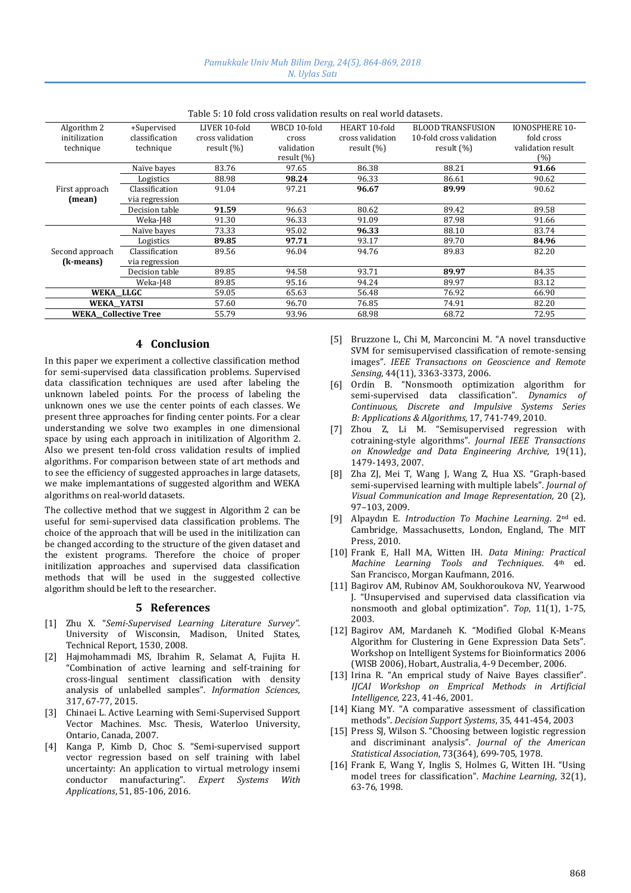Table 5: 10 fold cross validation results on real world datasets.

| Algorithm 2 initilization technique | +Supervised classification technique | LIVER 10-fold cross validation result (%) | WBCD 10-fold cross validation result (%) | HEART 10-fold cross validation result (%) | BLOOD TRANSFUSION 10-fold cross validation result (%) | IONOSPHERE 10-fold cross validation result (%) |
|---|---|---|---|---|---|---|
| First approach **(mean)** | Naïve bayes | 83.76 | 97.65 | 86.38 | 88.21 | **91.66** |
| | Logistics | 88.98 | **98.24** | 96.33 | 86.61 | 90.62 |
| | Classification via regression | 91.04 | 97.21 | **96.67** | **89.99** | 90.62 |
| | Decision table | **91.59** | 96.63 | 80.62 | 89.42 | 89.58 |
| | Weka-J48 | 91.30 | 96.33 | 91.09 | 87.98 | 91.66 |
| Second approach **(k-means)** | Naïve bayes | 73.33 | 95.02 | **96.33** | 88.10 | 83.74 |
| | Logistics | **89.85** | **97.71** | 93.17 | 89.70 | **84.96** |
| | Classification via regression | 89.56 | 96.04 | 94.76 | 89.83 | 82.20 |
| | Decision table | 89.85 | 94.58 | 93.71 | **89.97** | 84.35 |
| | Weka-J48 | 89.85 | 95.16 | 94.24 | 89.97 | 83.12 |
| **WEKA_LLGC** | | 59.05 | 65.63 | 56.48 | 76.92 | 66.90 |
| **WEKA_YATSI** | | 57.60 | 96.70 | 76.85 | 74.91 | 82.20 |
| **WEKA_Collective Tree** | | 55.79 | 93.96 | 68.98 | 68.72 | 72.95 |

## 4 Conclusion

In this paper we experiment a collective classification method for semi-supervised data classification problems. Supervised data classification techniques are used after labeling the unknown labeled points. For the process of labeling the unknown ones we use the center points of each classes. We present three approaches for finding center points. For a clear understanding we solve two examples in one dimensional space by using each approach in initilization of Algorithm 2. Also we present ten-fold cross validation results of implied algorithms. For comparison between state of art methods and to see the efficiency of suggested approaches in large datasets, we make implemantations of suggested algorithm and WEKA algorithms on real-world datasets.

The collective method that we suggest in Algorithm 2 can be useful for semi-supervised data classification problems. The choice of the approach that will be used in the initilization can be changed according to the structure of the given dataset and the existent programs. Therefore the choice of proper initilization approaches and supervised data classification methods that will be used in the suggested collective algorithm should be left to the researcher.

## 5 References

[1] Zhu X. "*Semi-Supervised Learning Literature Survey*". University of Wisconsin, Madison, United States, Technical Report, 1530, 2008.

[2] Hajmohammadi MS, Ibrahim R, Selamat A, Fujita H. "Combination of active learning and self-training for cross-lingual sentiment classification with density analysis of unlabelled samples". *Information Sciences*, 317, 67-77, 2015.

[3] Chinaei L. Active Learning with Semi-Supervised Support Vector Machines. Msc. Thesis, Waterloo University, Ontario, Canada, 2007.

[4] Kanga P, Kimb D, Choc S. "Semi-supervised support vector regression based on self training with label uncertainty: An application to virtual metrology insemi conductor manufacturing". *Expert Systems With Applications*, 51, 85-106, 2016.

[5] Bruzzone L, Chi M, Marconcini M. "A novel transductive SVM for semisupervised classification of remote-sensing images". *IEEE Transactıons on Geoscience and Remote Sensing*, 44(11), 3363-3373, 2006.

[6] Ordin B. "Nonsmooth optimization algorithm for semi-supervised data classification". *Dynamics of Continuous, Discrete and Impulsive Systems Series B: Applications & Algorithms*, 17, 741-749, 2010.

[7] Zhou Z, Li M. "Semisupervised regression with cotraining-style algorithms". *Journal IEEE Transactions on Knowledge and Data Engineering Archive*, 19(11), 1479-1493, 2007.

[8] Zha ZJ, Mei T, Wang J, Wang Z, Hua XS. "Graph-based semi-supervised learning with multiple labels". *Journal of Visual Communication and Image Representation,* 20 (2), 97–103, 2009.

[9] Alpaydın E. *Introduction To Machine Learning*. 2nd ed. Cambridge, Massachusetts, London, England, The MIT Press, 2010.

[10] Frank E, Hall MA, Witten IH. *Data Mining: Practical Machine Learning Tools and Techniques*. 4th ed. San Francisco, Morgan Kaufmann, 2016.

[11] Bagirov AM, Rubinov AM, Soukhoroukova NV, Yearwood J. "Unsupervised and supervised data classification via nonsmooth and global optimization". *Top*, 11(1), 1-75, 2003.

[12] Bagirov AM, Mardaneh K. "Modified Global K-Means Algorithm for Clustering in Gene Expression Data Sets". Workshop on Intelligent Systems for Bioinformatics 2006 (WISB 2006), Hobart, Australia, 4-9 December, 2006.

[13] Irina R. "An emprical study of Naive Bayes classifier". *IJCAI Workshop on Emprical Methods in Artificial Intelligence*, 223, 41-46, 2001.

[14] Kiang MY. "A comparative assessment of classification methods". *Decision Support Systems*, 35, 441-454, 2003

[15] Press SJ, Wilson S. "Choosing between logistic regression and discriminant analysis". *Journal of the American Statistical Association*, 73(364), 699-705, 1978.

[16] Frank E, Wang Y, Inglis S, Holmes G, Witten IH. "Using model trees for classification". *Machine Learning*, 32(1), 63-76, 1998.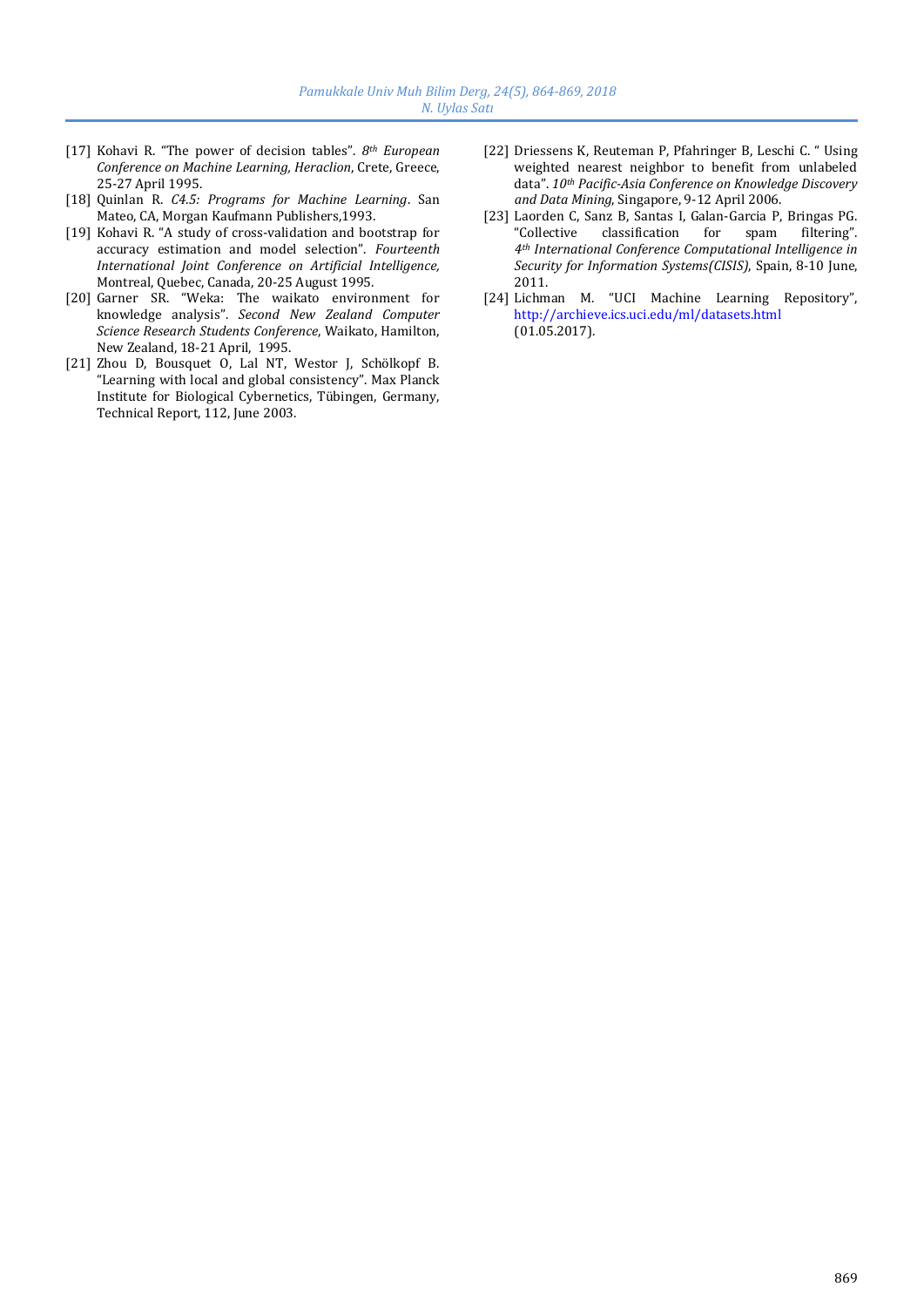[17] Kohavi R. "The power of decision tables". *8th European Conference on Machine Learning, Heraclion*, Crete, Greece, 25-27 April 1995.

[18] Quinlan R. *C4.5: Programs for Machine Learning*. San Mateo, CA, Morgan Kaufmann Publishers,1993.

[19] Kohavi R. "A study of cross-validation and bootstrap for accuracy estimation and model selection". *Fourteenth International Joint Conference on Artificial Intelligence,* Montreal, Quebec, Canada, 20-25 August 1995.

[20] Garner SR. "Weka: The waikato environment for knowledge analysis". *Second New Zealand Computer Science Research Students Conference*, Waikato, Hamilton, New Zealand, 18-21 April, 1995.

[21] Zhou D, Bousquet O, Lal NT, Westor J, Schölkopf B. "Learning with local and global consistency". Max Planck Institute for Biological Cybernetics, Tübingen, Germany, Technical Report, 112, June 2003.

[22] Driessens K, Reuteman P, Pfahringer B, Leschi C. " Using weighted nearest neighbor to benefit from unlabeled data". *10th Pacific-Asia Conference on Knowledge Discovery and Data Mining*, Singapore, 9-12 April 2006.

[23] Laorden C, Sanz B, Santas I, Galan-Garcia P, Bringas PG. "Collective classification for spam filtering". *4th International Conference Computational Intelligence in Security for Information Systems(CISIS)*, Spain, 8-10 June, 2011.

[24] Lichman M. "UCI Machine Learning Repository", http://archieve.ics.uci.edu/ml/datasets.html (01.05.2017).